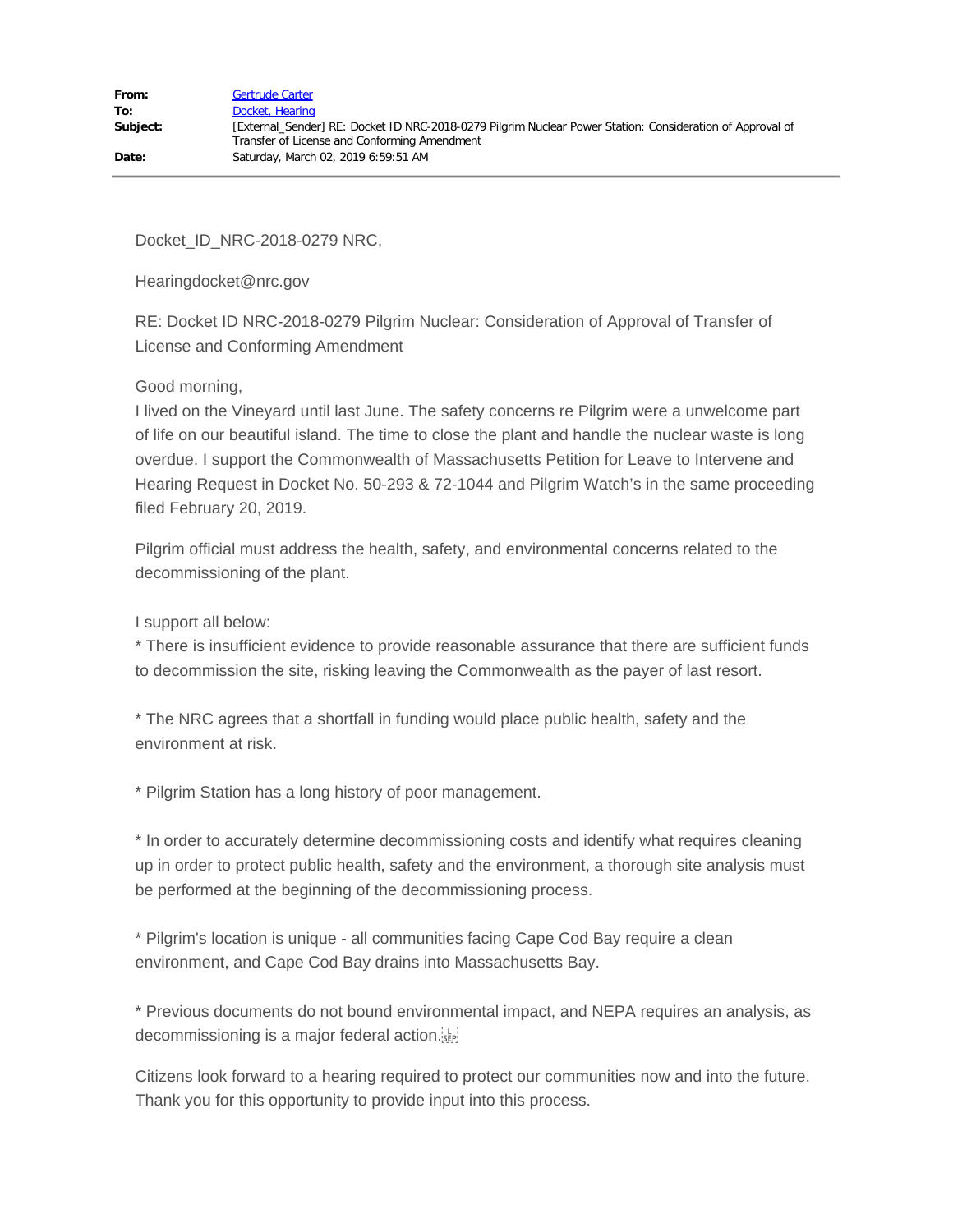| | |
|---|---|
| **From:** | Gertrude Carter |
| **To:** | Docket, Hearing |
| **Subject:** | [External_Sender] RE: Docket ID NRC-2018-0279 Pilgrim Nuclear Power Station: Consideration of Approval of Transfer of License and Conforming Amendment |
| **Date:** | Saturday, March 02, 2019 6:59:51 AM |

---

Docket_ID_NRC-2018-0279 NRC,

Hearingdocket@nrc.gov

RE: Docket ID NRC-2018-0279 Pilgrim Nuclear: Consideration of Approval of Transfer of License and Conforming Amendment

Good morning,
I lived on the Vineyard until last June. The safety concerns re Pilgrim were a unwelcome part of life on our beautiful island. The time to close the plant and handle the nuclear waste is long overdue. I support the Commonwealth of Massachusetts Petition for Leave to Intervene and Hearing Request in Docket No. 50-293 & 72-1044 and Pilgrim Watch's in the same proceeding filed February 20, 2019.

Pilgrim official must address the health, safety, and environmental concerns related to the decommissioning of the plant.

I support all below:
* There is insufficient evidence to provide reasonable assurance that there are sufficient funds to decommission the site, risking leaving the Commonwealth as the payer of last resort.

* The NRC agrees that a shortfall in funding would place public health, safety and the environment at risk.

* Pilgrim Station has a long history of poor management.

* In order to accurately determine decommissioning costs and identify what requires cleaning up in order to protect public health, safety and the environment, a thorough site analysis must be performed at the beginning of the decommissioning process.

* Pilgrim's location is unique - all communities facing Cape Cod Bay require a clean environment, and Cape Cod Bay drains into Massachusetts Bay.

* Previous documents do not bound environmental impact, and NEPA requires an analysis, as decommissioning is a major federal action.

Citizens look forward to a hearing required to protect our communities now and into the future. Thank you for this opportunity to provide input into this process.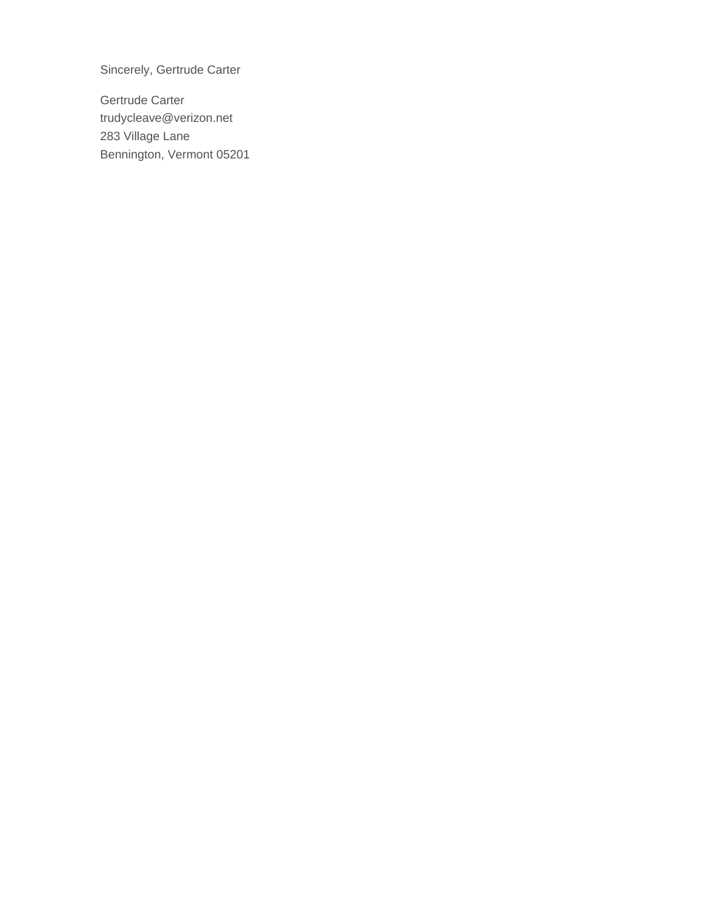Sincerely, Gertrude Carter

Gertrude Carter
trudycleave@verizon.net
283 Village Lane
Bennington, Vermont 05201